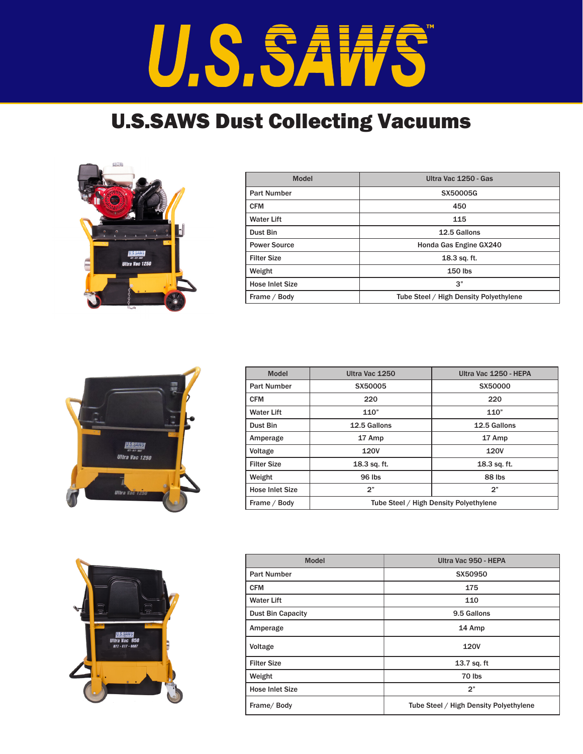# U.S.SAWS™

## U.S.SAWS Dust Collecting Vacuums

| Model | Ultra Vac 1250 - Gas |
|---|---|
| Part Number | SX50005G |
| CFM | 450 |
| Water Lift | 115 |
| Dust Bin | 12.5 Gallons |
| Power Source | Honda Gas Engine GX240 |
| Filter Size | 18.3 sq. ft. |
| Weight | 150 lbs |
| Hose Inlet Size | 3" |
| Frame / Body | Tube Steel / High Density Polyethylene |

| Model | Ultra Vac 1250 | Ultra Vac 1250 - HEPA |
|---|---|---|
| Part Number | SX50005 | SX50000 |
| CFM | 220 | 220 |
| Water Lift | 110" | 110" |
| Dust Bin | 12.5 Gallons | 12.5 Gallons |
| Amperage | 17 Amp | 17 Amp |
| Voltage | 120V | 120V |
| Filter Size | 18.3 sq. ft. | 18.3 sq. ft. |
| Weight | 96 lbs | 88 lbs |
| Hose Inlet Size | 2" | 2" |
| Frame / Body | Tube Steel / High Density Polyethylene | |

| Model | Ultra Vac 950 - HEPA |
|---|---|
| Part Number | SX50950 |
| CFM | 175 |
| Water Lift | 110 |
| Dust Bin Capacity | 9.5 Gallons |
| Amperage | 14 Amp |
| Voltage | 120V |
| Filter Size | 13.7 sq. ft |
| Weight | 70 lbs |
| Hose Inlet Size | 2" |
| Frame/ Body | Tube Steel / High Density Polyethylene |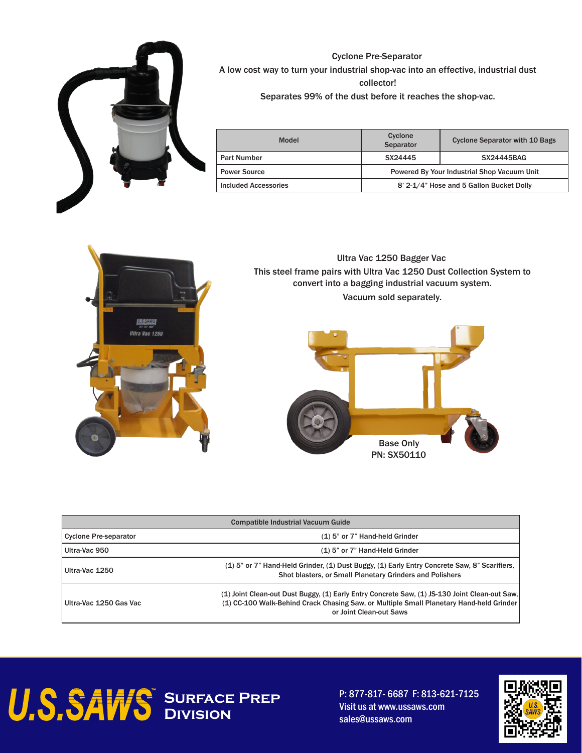## Cyclone Pre-Separator

A low cost way to turn your industrial shop-vac into an effective, industrial dust collector!

Separates 99% of the dust before it reaches the shop-vac.

| Model | Cyclone Separator | Cyclone Separator with 10 Bags |
|---|---|---|
| Part Number | SX24445 | SX24445BAG |
| Power Source | Powered By Your Industrial Shop Vacuum Unit | |
| Included Accessories | 8' 2-1/4" Hose and 5 Gallon Bucket Dolly | |

## Ultra Vac 1250 Bagger Vac

This steel frame pairs with Ultra Vac 1250 Dust Collection System to convert into a bagging industrial vacuum system.

Vacuum sold separately.

Base Only
PN: SX50110

| Compatible Industrial Vacuum Guide | |
|---|---|
| Cyclone Pre-separator | (1) 5" or 7" Hand-held Grinder |
| Ultra-Vac 950 | (1) 5" or 7" Hand-Held Grinder |
| Ultra-Vac 1250 | (1) 5" or 7" Hand-Held Grinder, (1) Dust Buggy, (1) Early Entry Concrete Saw, 8" Scarifiers, Shot blasters, or Small Planetary Grinders and Polishers |
| Ultra-Vac 1250 Gas Vac | (1) Joint Clean-out Dust Buggy, (1) Early Entry Concrete Saw, (1) JS-130 Joint Clean-out Saw, (1) CC-100 Walk-Behind Crack Chasing Saw, or Multiple Small Planetary Hand-held Grinder or Joint Clean-out Saws |

**U.S.SAWS™ Surface Prep Division**

P: 877-817- 6687 F: 813-621-7125
Visit us at www.ussaws.com
sales@ussaws.com